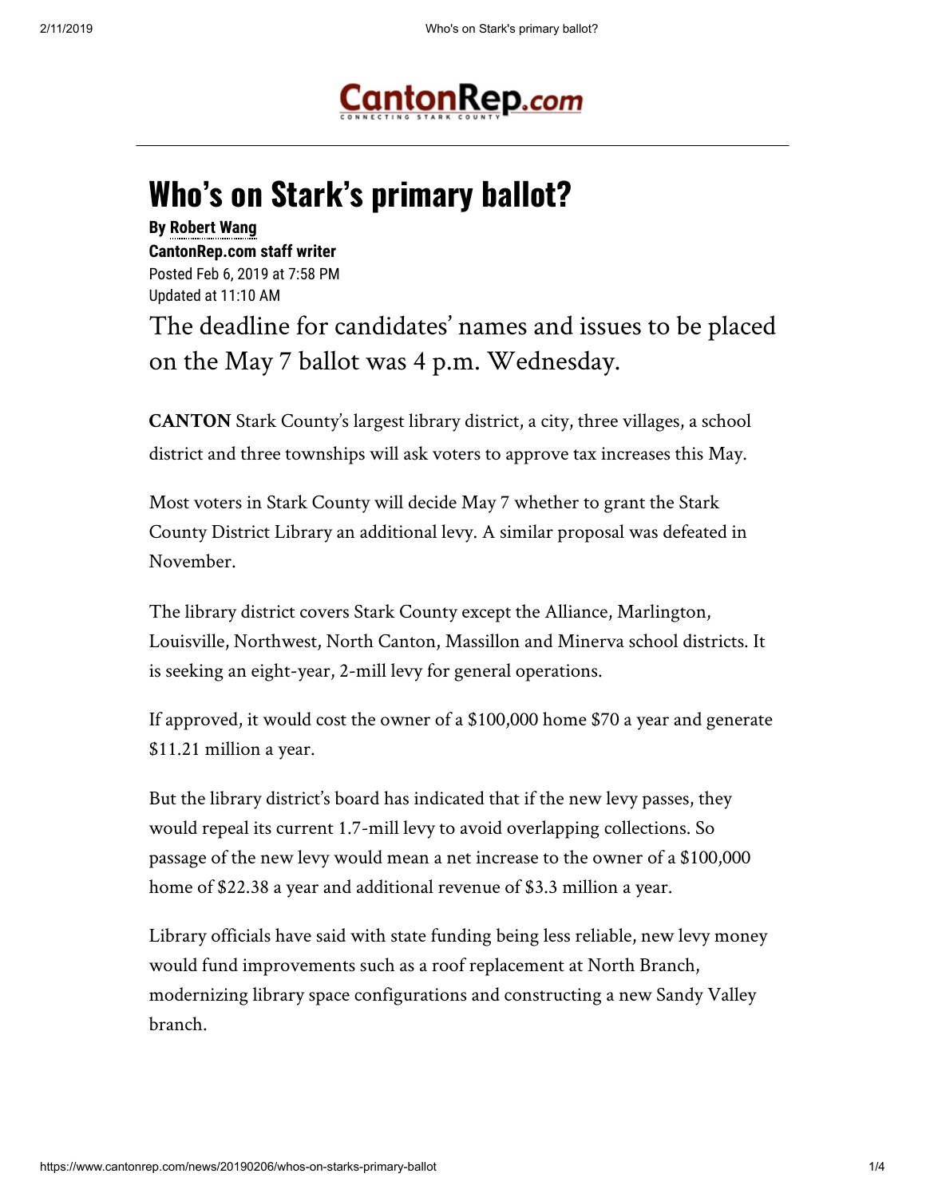CantonRep.com

# Who's on Stark's primary ballot?

**By Robert Wang**
**CantonRep.com staff writer**
Posted Feb 6, 2019 at 7:58 PM
Updated at 11:10 AM

The deadline for candidates' names and issues to be placed on the May 7 ballot was 4 p.m. Wednesday.

**CANTON** Stark County's largest library district, a city, three villages, a school district and three townships will ask voters to approve tax increases this May.

Most voters in Stark County will decide May 7 whether to grant the Stark County District Library an additional levy. A similar proposal was defeated in November.

The library district covers Stark County except the Alliance, Marlington, Louisville, Northwest, North Canton, Massillon and Minerva school districts. It is seeking an eight-year, 2-mill levy for general operations.

If approved, it would cost the owner of a $100,000 home $70 a year and generate $11.21 million a year.

But the library district's board has indicated that if the new levy passes, they would repeal its current 1.7-mill levy to avoid overlapping collections. So passage of the new levy would mean a net increase to the owner of a $100,000 home of $22.38 a year and additional revenue of $3.3 million a year.

Library officials have said with state funding being less reliable, new levy money would fund improvements such as a roof replacement at North Branch, modernizing library space configurations and constructing a new Sandy Valley branch.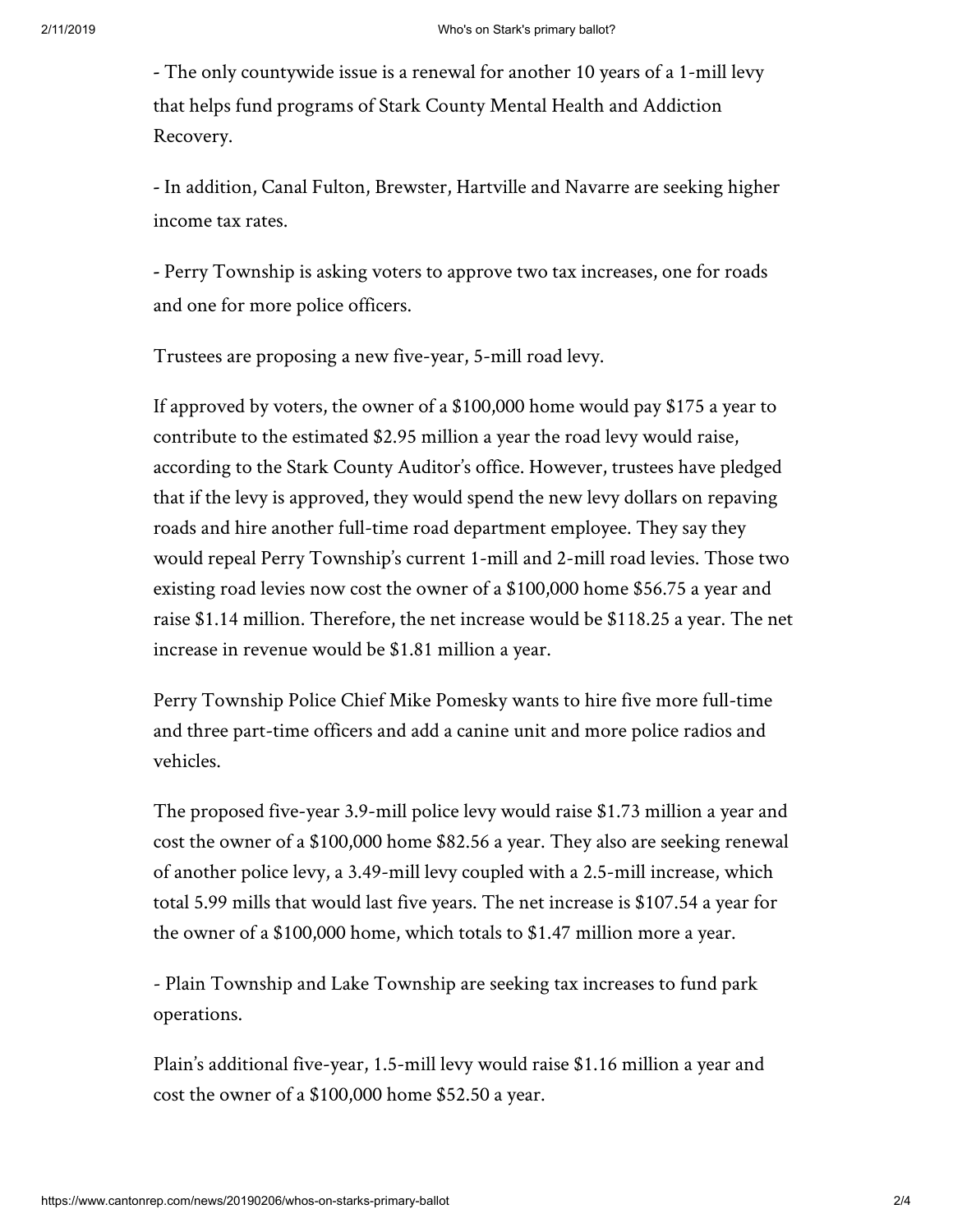- The only countywide issue is a renewal for another 10 years of a 1-mill levy that helps fund programs of Stark County Mental Health and Addiction Recovery.

- In addition, Canal Fulton, Brewster, Hartville and Navarre are seeking higher income tax rates.

- Perry Township is asking voters to approve two tax increases, one for roads and one for more police officers.

Trustees are proposing a new five-year, 5-mill road levy.

If approved by voters, the owner of a $100,000 home would pay $175 a year to contribute to the estimated $2.95 million a year the road levy would raise, according to the Stark County Auditor's office. However, trustees have pledged that if the levy is approved, they would spend the new levy dollars on repaving roads and hire another full-time road department employee. They say they would repeal Perry Township's current 1-mill and 2-mill road levies. Those two existing road levies now cost the owner of a $100,000 home $56.75 a year and raise $1.14 million. Therefore, the net increase would be $118.25 a year. The net increase in revenue would be $1.81 million a year.

Perry Township Police Chief Mike Pomesky wants to hire five more full-time and three part-time officers and add a canine unit and more police radios and vehicles.

The proposed five-year 3.9-mill police levy would raise $1.73 million a year and cost the owner of a $100,000 home $82.56 a year. They also are seeking renewal of another police levy, a 3.49-mill levy coupled with a 2.5-mill increase, which total 5.99 mills that would last five years. The net increase is $107.54 a year for the owner of a $100,000 home, which totals to $1.47 million more a year.

- Plain Township and Lake Township are seeking tax increases to fund park operations.

Plain's additional five-year, 1.5-mill levy would raise $1.16 million a year and cost the owner of a $100,000 home $52.50 a year.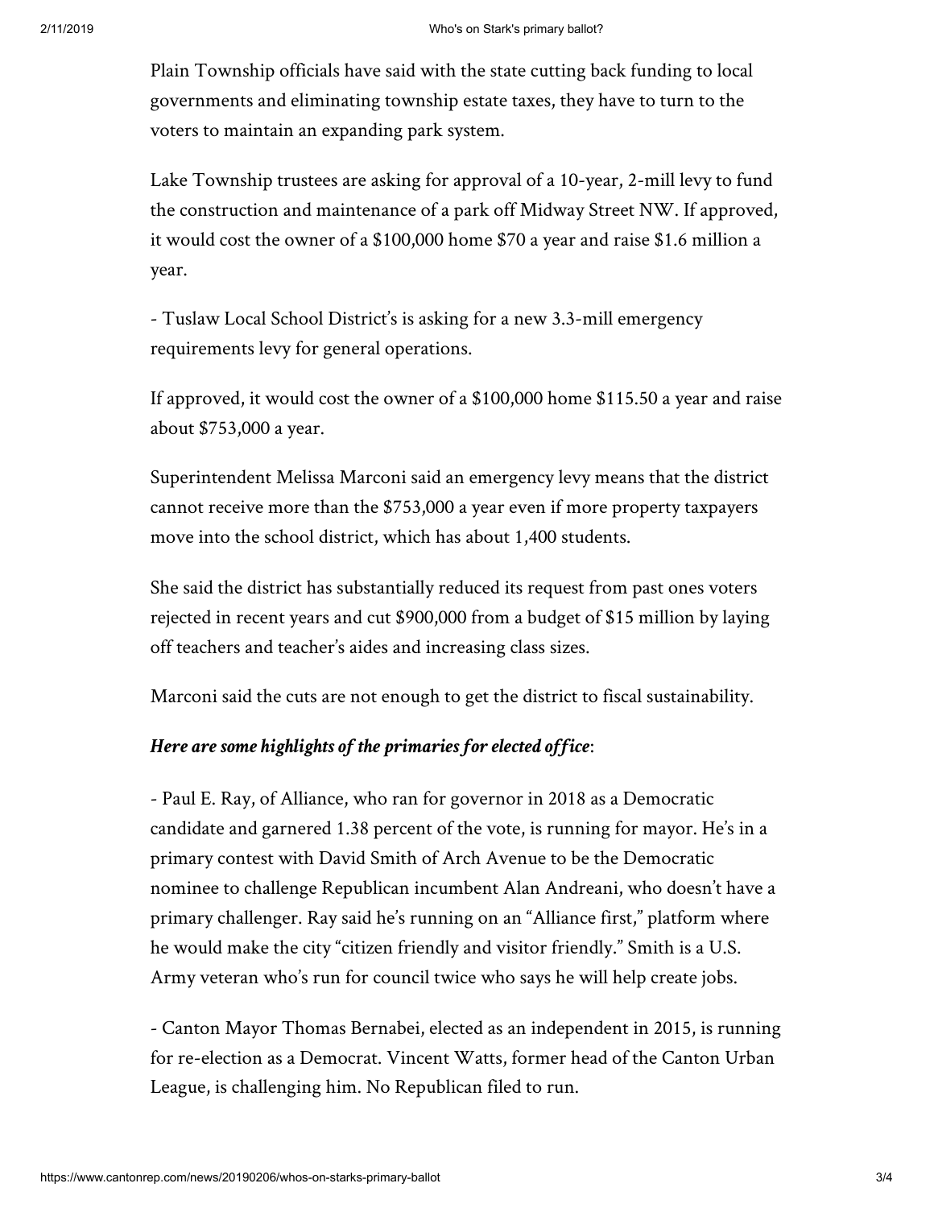Plain Township officials have said with the state cutting back funding to local governments and eliminating township estate taxes, they have to turn to the voters to maintain an expanding park system.

Lake Township trustees are asking for approval of a 10-year, 2-mill levy to fund the construction and maintenance of a park off Midway Street NW. If approved, it would cost the owner of a $100,000 home $70 a year and raise $1.6 million a year.

- Tuslaw Local School District's is asking for a new 3.3-mill emergency requirements levy for general operations.

If approved, it would cost the owner of a $100,000 home $115.50 a year and raise about $753,000 a year.

Superintendent Melissa Marconi said an emergency levy means that the district cannot receive more than the $753,000 a year even if more property taxpayers move into the school district, which has about 1,400 students.

She said the district has substantially reduced its request from past ones voters rejected in recent years and cut $900,000 from a budget of $15 million by laying off teachers and teacher's aides and increasing class sizes.

Marconi said the cuts are not enough to get the district to fiscal sustainability.

***Here are some highlights of the primaries for elected office***:

- Paul E. Ray, of Alliance, who ran for governor in 2018 as a Democratic candidate and garnered 1.38 percent of the vote, is running for mayor. He's in a primary contest with David Smith of Arch Avenue to be the Democratic nominee to challenge Republican incumbent Alan Andreani, who doesn't have a primary challenger. Ray said he's running on an "Alliance first," platform where he would make the city "citizen friendly and visitor friendly." Smith is a U.S. Army veteran who's run for council twice who says he will help create jobs.

- Canton Mayor Thomas Bernabei, elected as an independent in 2015, is running for re-election as a Democrat. Vincent Watts, former head of the Canton Urban League, is challenging him. No Republican filed to run.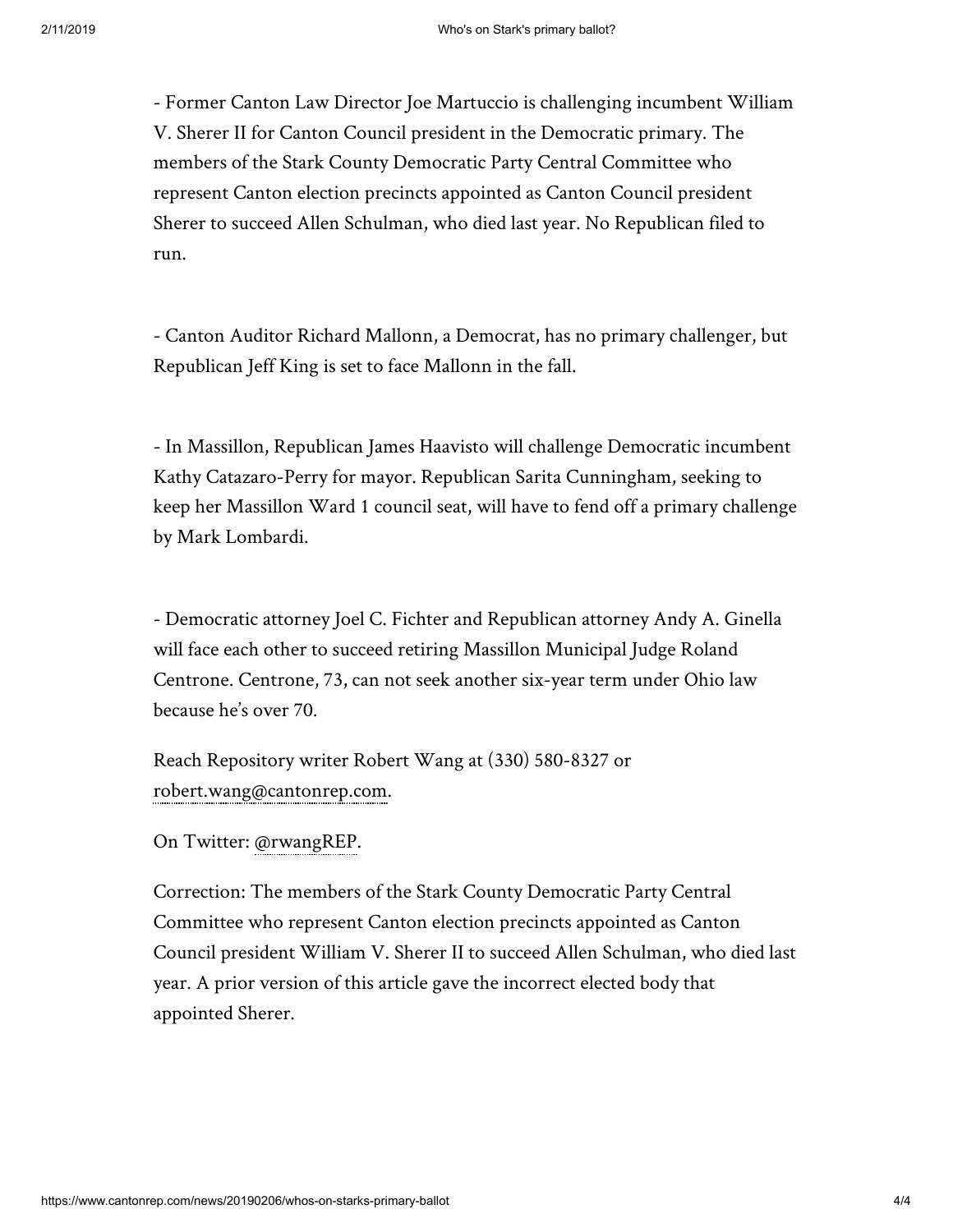- Former Canton Law Director Joe Martuccio is challenging incumbent William V. Sherer II for Canton Council president in the Democratic primary. The members of the Stark County Democratic Party Central Committee who represent Canton election precincts appointed as Canton Council president Sherer to succeed Allen Schulman, who died last year. No Republican filed to run.

- Canton Auditor Richard Mallonn, a Democrat, has no primary challenger, but Republican Jeff King is set to face Mallonn in the fall.

- In Massillon, Republican James Haavisto will challenge Democratic incumbent Kathy Catazaro-Perry for mayor. Republican Sarita Cunningham, seeking to keep her Massillon Ward 1 council seat, will have to fend off a primary challenge by Mark Lombardi.

- Democratic attorney Joel C. Fichter and Republican attorney Andy A. Ginella will face each other to succeed retiring Massillon Municipal Judge Roland Centrone. Centrone, 73, can not seek another six-year term under Ohio law because he's over 70.

Reach Repository writer Robert Wang at (330) 580-8327 or robert.wang@cantonrep.com.

On Twitter: @rwangREP.

Correction: The members of the Stark County Democratic Party Central Committee who represent Canton election precincts appointed as Canton Council president William V. Sherer II to succeed Allen Schulman, who died last year. A prior version of this article gave the incorrect elected body that appointed Sherer.